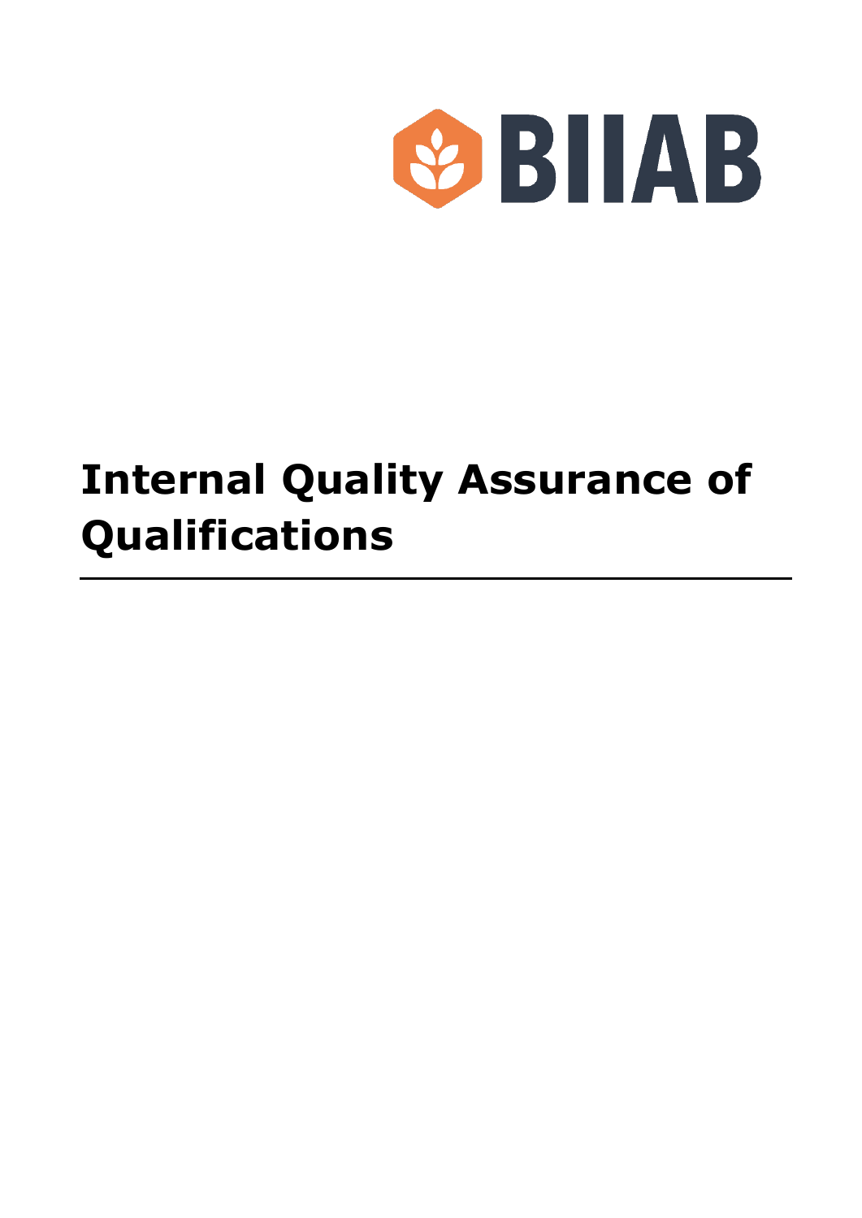BIIAB

# Internal Quality Assurance of Qualifications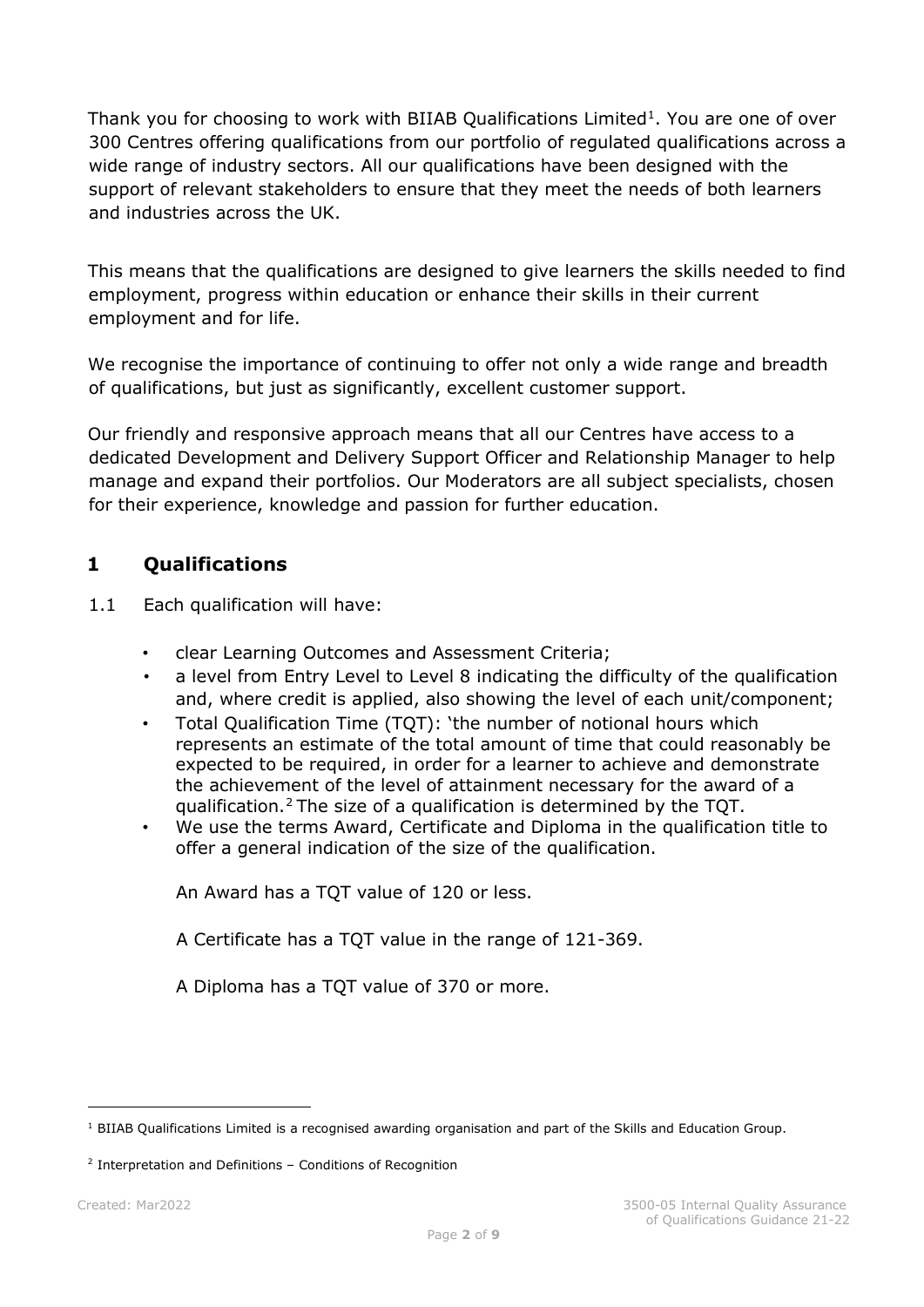Thank you for choosing to work with BIIAB Qualifications Limited[1]. You are one of over 300 Centres offering qualifications from our portfolio of regulated qualifications across a wide range of industry sectors. All our qualifications have been designed with the support of relevant stakeholders to ensure that they meet the needs of both learners and industries across the UK.

This means that the qualifications are designed to give learners the skills needed to find employment, progress within education or enhance their skills in their current employment and for life.

We recognise the importance of continuing to offer not only a wide range and breadth of qualifications, but just as significantly, excellent customer support.

Our friendly and responsive approach means that all our Centres have access to a dedicated Development and Delivery Support Officer and Relationship Manager to help manage and expand their portfolios. Our Moderators are all subject specialists, chosen for their experience, knowledge and passion for further education.

## 1 Qualifications

1.1 Each qualification will have:

- clear Learning Outcomes and Assessment Criteria;
- a level from Entry Level to Level 8 indicating the difficulty of the qualification and, where credit is applied, also showing the level of each unit/component;
- Total Qualification Time (TQT): 'the number of notional hours which represents an estimate of the total amount of time that could reasonably be expected to be required, in order for a learner to achieve and demonstrate the achievement of the level of attainment necessary for the award of a qualification.[2] The size of a qualification is determined by the TQT.
- We use the terms Award, Certificate and Diploma in the qualification title to offer a general indication of the size of the qualification.

  An Award has a TQT value of 120 or less.

  A Certificate has a TQT value in the range of 121-369.

  A Diploma has a TQT value of 370 or more.

---

[1] BIIAB Qualifications Limited is a recognised awarding organisation and part of the Skills and Education Group.

[2] Interpretation and Definitions – Conditions of Recognition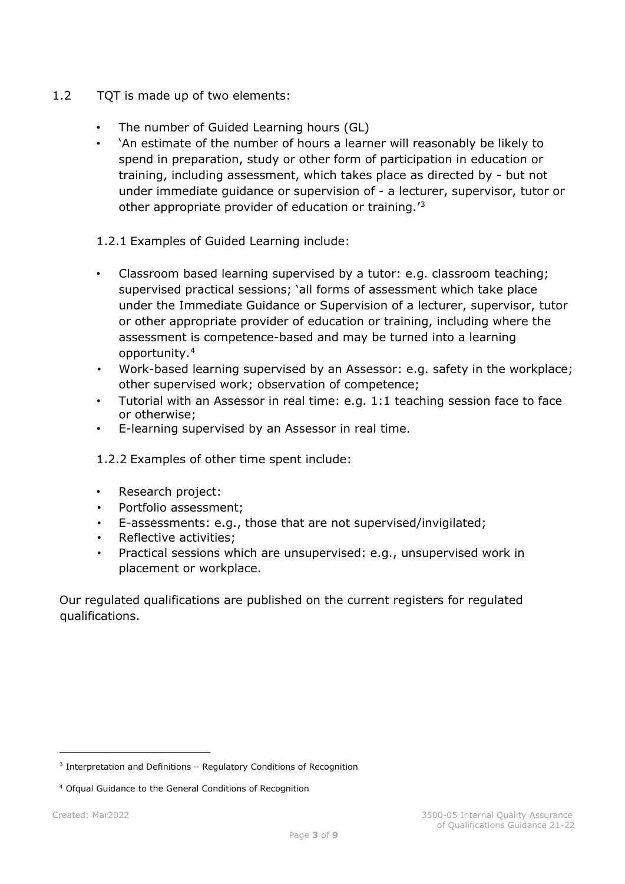1.2 TQT is made up of two elements:

- The number of Guided Learning hours (GL)
- 'An estimate of the number of hours a learner will reasonably be likely to spend in preparation, study or other form of participation in education or training, including assessment, which takes place as directed by - but not under immediate guidance or supervision of - a lecturer, supervisor, tutor or other appropriate provider of education or training.'[3]

1.2.1 Examples of Guided Learning include:

- Classroom based learning supervised by a tutor: e.g. classroom teaching; supervised practical sessions; 'all forms of assessment which take place under the Immediate Guidance or Supervision of a lecturer, supervisor, tutor or other appropriate provider of education or training, including where the assessment is competence-based and may be turned into a learning opportunity.[4]
- Work-based learning supervised by an Assessor: e.g. safety in the workplace; other supervised work; observation of competence;
- Tutorial with an Assessor in real time: e.g. 1:1 teaching session face to face or otherwise;
- E-learning supervised by an Assessor in real time.

1.2.2 Examples of other time spent include:

- Research project:
- Portfolio assessment;
- E-assessments: e.g., those that are not supervised/invigilated;
- Reflective activities;
- Practical sessions which are unsupervised: e.g., unsupervised work in placement or workplace.

Our regulated qualifications are published on the current registers for regulated qualifications.

---

[3] Interpretation and Definitions – Regulatory Conditions of Recognition

[4] Ofqual Guidance to the General Conditions of Recognition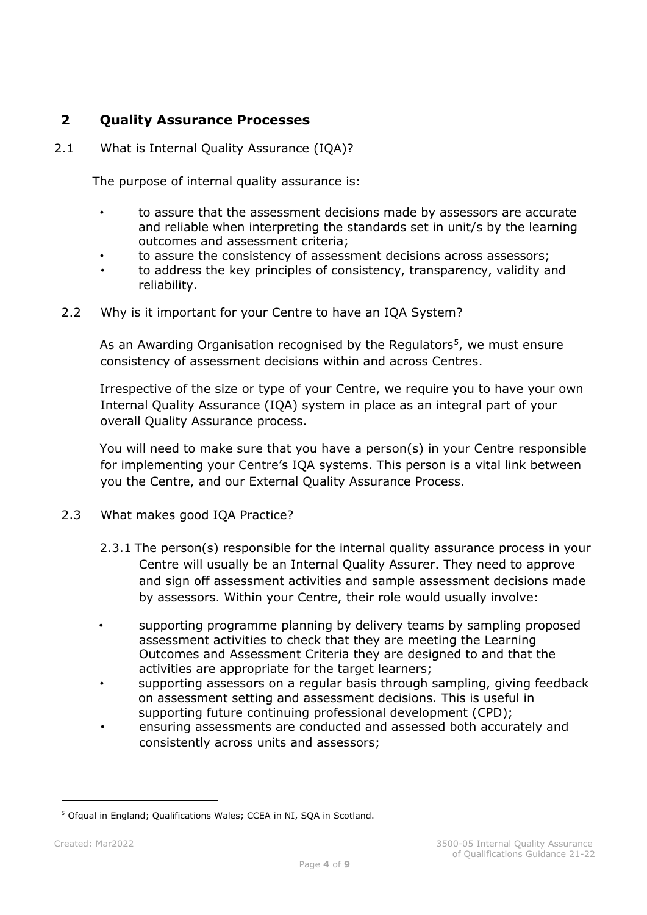## 2 Quality Assurance Processes

### 2.1 What is Internal Quality Assurance (IQA)?

The purpose of internal quality assurance is:

- to assure that the assessment decisions made by assessors are accurate and reliable when interpreting the standards set in unit/s by the learning outcomes and assessment criteria;
- to assure the consistency of assessment decisions across assessors;
- to address the key principles of consistency, transparency, validity and reliability.

### 2.2 Why is it important for your Centre to have an IQA System?

As an Awarding Organisation recognised by the Regulators[5], we must ensure consistency of assessment decisions within and across Centres.

Irrespective of the size or type of your Centre, we require you to have your own Internal Quality Assurance (IQA) system in place as an integral part of your overall Quality Assurance process.

You will need to make sure that you have a person(s) in your Centre responsible for implementing your Centre's IQA systems. This person is a vital link between you the Centre, and our External Quality Assurance Process.

### 2.3 What makes good IQA Practice?

2.3.1 The person(s) responsible for the internal quality assurance process in your Centre will usually be an Internal Quality Assurer. They need to approve and sign off assessment activities and sample assessment decisions made by assessors. Within your Centre, their role would usually involve:

- supporting programme planning by delivery teams by sampling proposed assessment activities to check that they are meeting the Learning Outcomes and Assessment Criteria they are designed to and that the activities are appropriate for the target learners;
- supporting assessors on a regular basis through sampling, giving feedback on assessment setting and assessment decisions. This is useful in supporting future continuing professional development (CPD);
- ensuring assessments are conducted and assessed both accurately and consistently across units and assessors;

---

[5] Ofqual in England; Qualifications Wales; CCEA in NI, SQA in Scotland.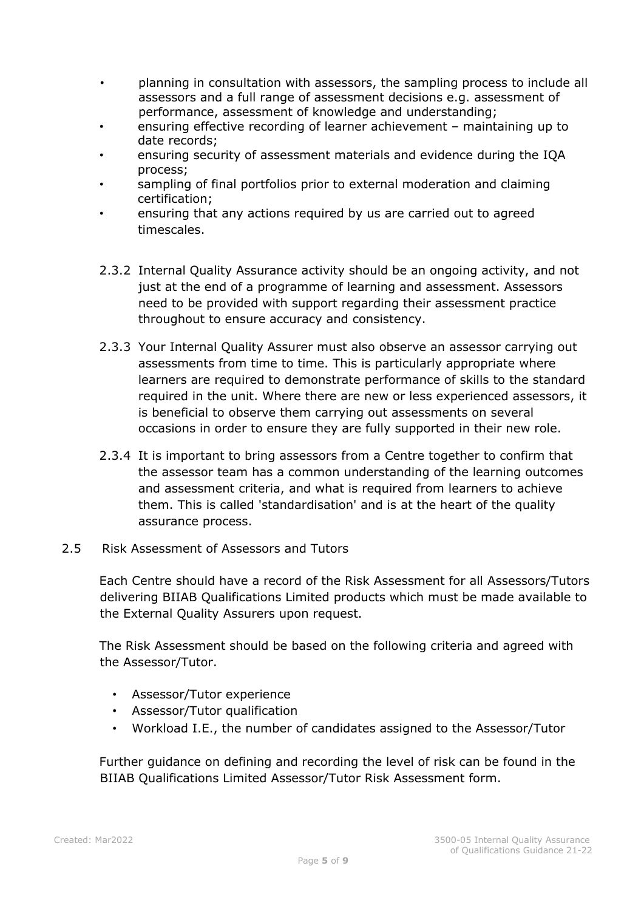- planning in consultation with assessors, the sampling process to include all assessors and a full range of assessment decisions e.g. assessment of performance, assessment of knowledge and understanding;
- ensuring effective recording of learner achievement – maintaining up to date records;
- ensuring security of assessment materials and evidence during the IQA process;
- sampling of final portfolios prior to external moderation and claiming certification;
- ensuring that any actions required by us are carried out to agreed timescales.

2.3.2 Internal Quality Assurance activity should be an ongoing activity, and not just at the end of a programme of learning and assessment. Assessors need to be provided with support regarding their assessment practice throughout to ensure accuracy and consistency.

2.3.3 Your Internal Quality Assurer must also observe an assessor carrying out assessments from time to time. This is particularly appropriate where learners are required to demonstrate performance of skills to the standard required in the unit. Where there are new or less experienced assessors, it is beneficial to observe them carrying out assessments on several occasions in order to ensure they are fully supported in their new role.

2.3.4 It is important to bring assessors from a Centre together to confirm that the assessor team has a common understanding of the learning outcomes and assessment criteria, and what is required from learners to achieve them. This is called 'standardisation' and is at the heart of the quality assurance process.

## 2.5 Risk Assessment of Assessors and Tutors

Each Centre should have a record of the Risk Assessment for all Assessors/Tutors delivering BIIAB Qualifications Limited products which must be made available to the External Quality Assurers upon request.

The Risk Assessment should be based on the following criteria and agreed with the Assessor/Tutor.

- Assessor/Tutor experience
- Assessor/Tutor qualification
- Workload I.E., the number of candidates assigned to the Assessor/Tutor

Further guidance on defining and recording the level of risk can be found in the BIIAB Qualifications Limited Assessor/Tutor Risk Assessment form.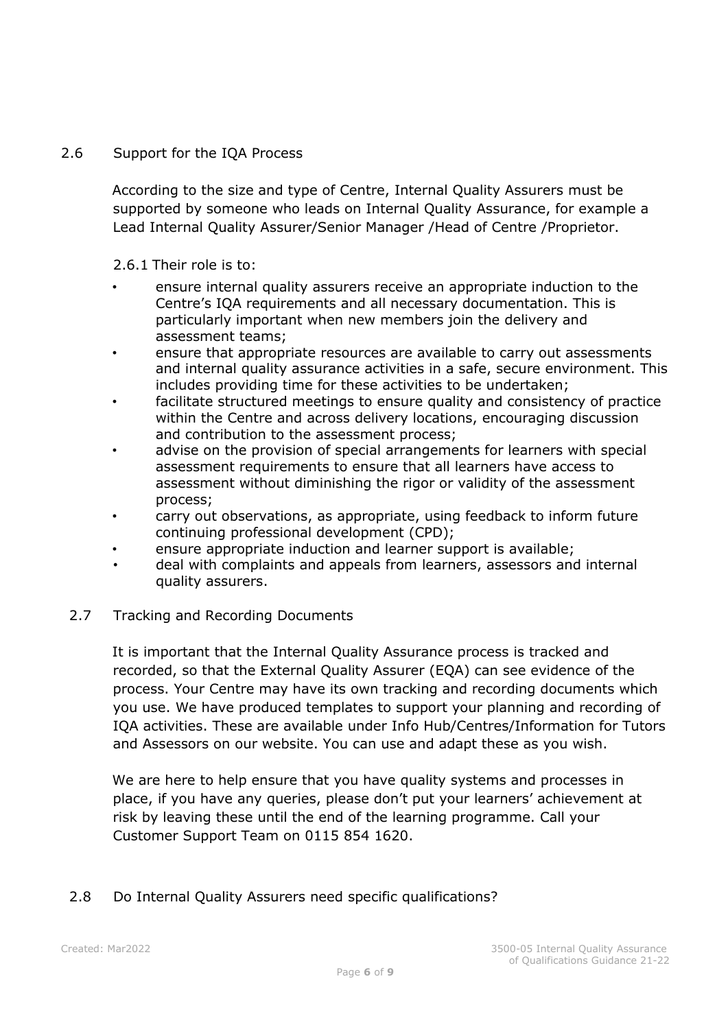## 2.6 Support for the IQA Process

According to the size and type of Centre, Internal Quality Assurers must be supported by someone who leads on Internal Quality Assurance, for example a Lead Internal Quality Assurer/Senior Manager /Head of Centre /Proprietor.

2.6.1 Their role is to:

- ensure internal quality assurers receive an appropriate induction to the Centre's IQA requirements and all necessary documentation. This is particularly important when new members join the delivery and assessment teams;
- ensure that appropriate resources are available to carry out assessments and internal quality assurance activities in a safe, secure environment. This includes providing time for these activities to be undertaken;
- facilitate structured meetings to ensure quality and consistency of practice within the Centre and across delivery locations, encouraging discussion and contribution to the assessment process;
- advise on the provision of special arrangements for learners with special assessment requirements to ensure that all learners have access to assessment without diminishing the rigor or validity of the assessment process;
- carry out observations, as appropriate, using feedback to inform future continuing professional development (CPD);
- ensure appropriate induction and learner support is available;
- deal with complaints and appeals from learners, assessors and internal quality assurers.

## 2.7 Tracking and Recording Documents

It is important that the Internal Quality Assurance process is tracked and recorded, so that the External Quality Assurer (EQA) can see evidence of the process. Your Centre may have its own tracking and recording documents which you use. We have produced templates to support your planning and recording of IQA activities. These are available under Info Hub/Centres/Information for Tutors and Assessors on our website. You can use and adapt these as you wish.

We are here to help ensure that you have quality systems and processes in place, if you have any queries, please don't put your learners' achievement at risk by leaving these until the end of the learning programme. Call your Customer Support Team on 0115 854 1620.

## 2.8 Do Internal Quality Assurers need specific qualifications?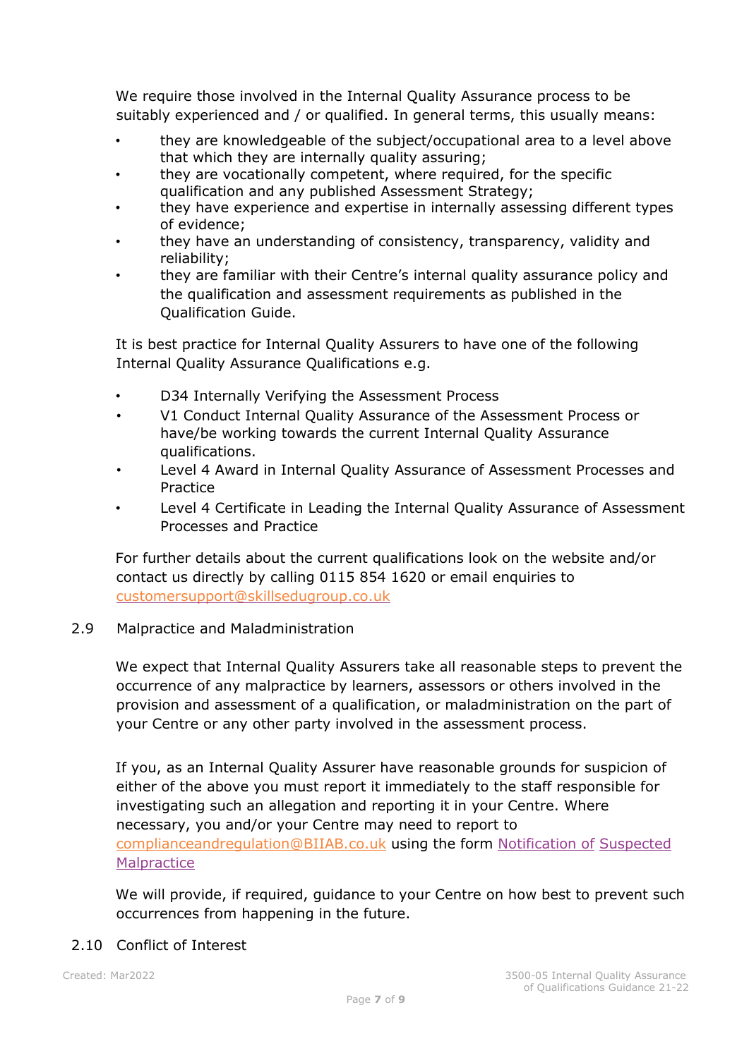We require those involved in the Internal Quality Assurance process to be suitably experienced and / or qualified. In general terms, this usually means:

- they are knowledgeable of the subject/occupational area to a level above that which they are internally quality assuring;
- they are vocationally competent, where required, for the specific qualification and any published Assessment Strategy;
- they have experience and expertise in internally assessing different types of evidence;
- they have an understanding of consistency, transparency, validity and reliability;
- they are familiar with their Centre's internal quality assurance policy and the qualification and assessment requirements as published in the Qualification Guide.

It is best practice for Internal Quality Assurers to have one of the following Internal Quality Assurance Qualifications e.g.

- D34 Internally Verifying the Assessment Process
- V1 Conduct Internal Quality Assurance of the Assessment Process or have/be working towards the current Internal Quality Assurance qualifications.
- Level 4 Award in Internal Quality Assurance of Assessment Processes and Practice
- Level 4 Certificate in Leading the Internal Quality Assurance of Assessment Processes and Practice

For further details about the current qualifications look on the website and/or contact us directly by calling 0115 854 1620 or email enquiries to customersupport@skillsedugroup.co.uk

## 2.9 Malpractice and Maladministration

We expect that Internal Quality Assurers take all reasonable steps to prevent the occurrence of any malpractice by learners, assessors or others involved in the provision and assessment of a qualification, or maladministration on the part of your Centre or any other party involved in the assessment process.

If you, as an Internal Quality Assurer have reasonable grounds for suspicion of either of the above you must report it immediately to the staff responsible for investigating such an allegation and reporting it in your Centre. Where necessary, you and/or your Centre may need to report to complianceandregulation@BIIAB.co.uk using the form Notification of Suspected Malpractice

We will provide, if required, guidance to your Centre on how best to prevent such occurrences from happening in the future.

## 2.10 Conflict of Interest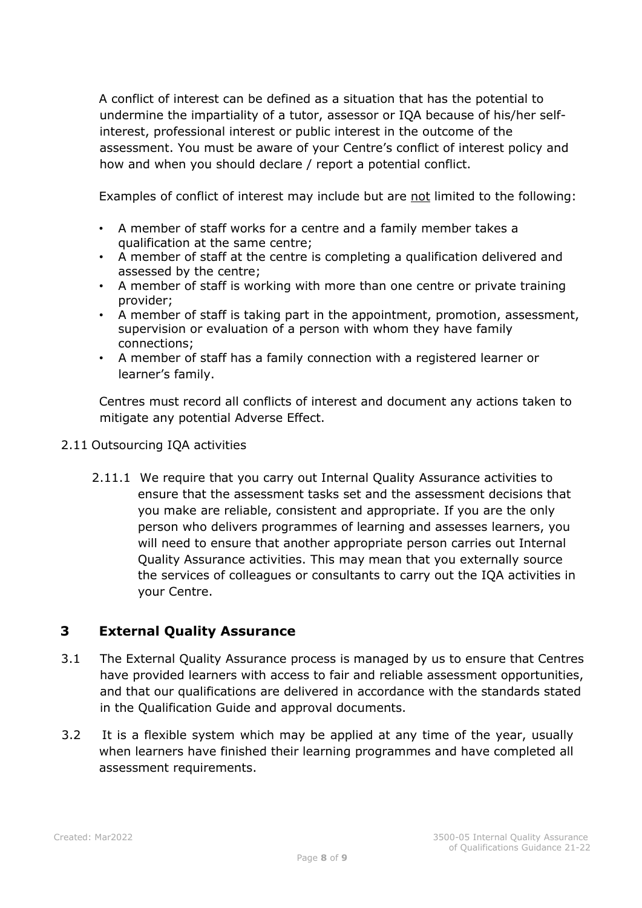A conflict of interest can be defined as a situation that has the potential to undermine the impartiality of a tutor, assessor or IQA because of his/her self-interest, professional interest or public interest in the outcome of the assessment. You must be aware of your Centre's conflict of interest policy and how and when you should declare / report a potential conflict.

Examples of conflict of interest may include but are not limited to the following:

- A member of staff works for a centre and a family member takes a qualification at the same centre;
- A member of staff at the centre is completing a qualification delivered and assessed by the centre;
- A member of staff is working with more than one centre or private training provider;
- A member of staff is taking part in the appointment, promotion, assessment, supervision or evaluation of a person with whom they have family connections;
- A member of staff has a family connection with a registered learner or learner's family.

Centres must record all conflicts of interest and document any actions taken to mitigate any potential Adverse Effect.

2.11 Outsourcing IQA activities

2.11.1 We require that you carry out Internal Quality Assurance activities to ensure that the assessment tasks set and the assessment decisions that you make are reliable, consistent and appropriate. If you are the only person who delivers programmes of learning and assesses learners, you will need to ensure that another appropriate person carries out Internal Quality Assurance activities. This may mean that you externally source the services of colleagues or consultants to carry out the IQA activities in your Centre.

## 3 External Quality Assurance

3.1 The External Quality Assurance process is managed by us to ensure that Centres have provided learners with access to fair and reliable assessment opportunities, and that our qualifications are delivered in accordance with the standards stated in the Qualification Guide and approval documents.

3.2 It is a flexible system which may be applied at any time of the year, usually when learners have finished their learning programmes and have completed all assessment requirements.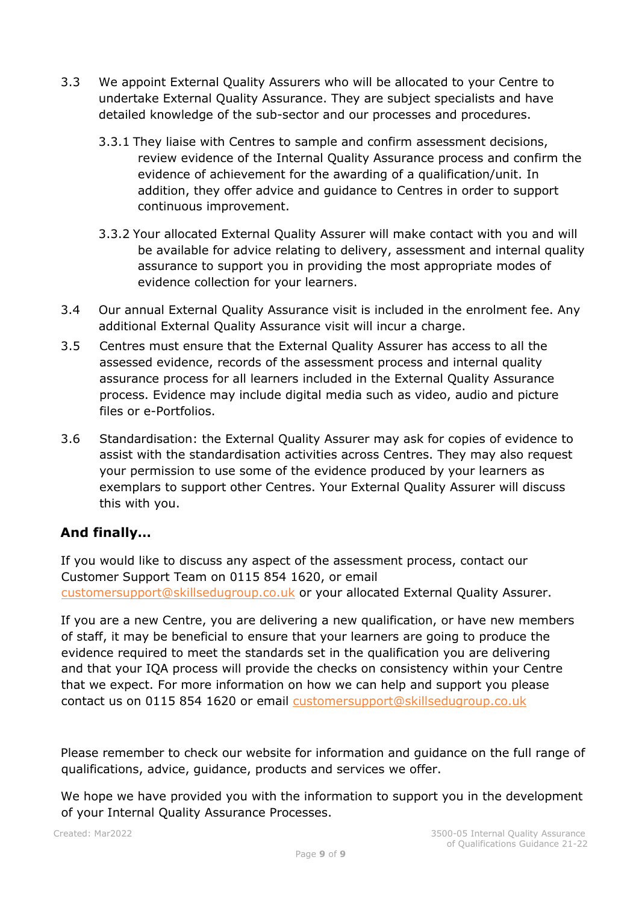3.3 We appoint External Quality Assurers who will be allocated to your Centre to undertake External Quality Assurance. They are subject specialists and have detailed knowledge of the sub-sector and our processes and procedures.

3.3.1 They liaise with Centres to sample and confirm assessment decisions, review evidence of the Internal Quality Assurance process and confirm the evidence of achievement for the awarding of a qualification/unit. In addition, they offer advice and guidance to Centres in order to support continuous improvement.

3.3.2 Your allocated External Quality Assurer will make contact with you and will be available for advice relating to delivery, assessment and internal quality assurance to support you in providing the most appropriate modes of evidence collection for your learners.

3.4 Our annual External Quality Assurance visit is included in the enrolment fee. Any additional External Quality Assurance visit will incur a charge.

3.5 Centres must ensure that the External Quality Assurer has access to all the assessed evidence, records of the assessment process and internal quality assurance process for all learners included in the External Quality Assurance process. Evidence may include digital media such as video, audio and picture files or e-Portfolios.

3.6 Standardisation: the External Quality Assurer may ask for copies of evidence to assist with the standardisation activities across Centres. They may also request your permission to use some of the evidence produced by your learners as exemplars to support other Centres. Your External Quality Assurer will discuss this with you.

## And finally…

If you would like to discuss any aspect of the assessment process, contact our Customer Support Team on 0115 854 1620, or email customersupport@skillsedugroup.co.uk or your allocated External Quality Assurer.

If you are a new Centre, you are delivering a new qualification, or have new members of staff, it may be beneficial to ensure that your learners are going to produce the evidence required to meet the standards set in the qualification you are delivering and that your IQA process will provide the checks on consistency within your Centre that we expect. For more information on how we can help and support you please contact us on 0115 854 1620 or email customersupport@skillsedugroup.co.uk

Please remember to check our website for information and guidance on the full range of qualifications, advice, guidance, products and services we offer.

We hope we have provided you with the information to support you in the development of your Internal Quality Assurance Processes.